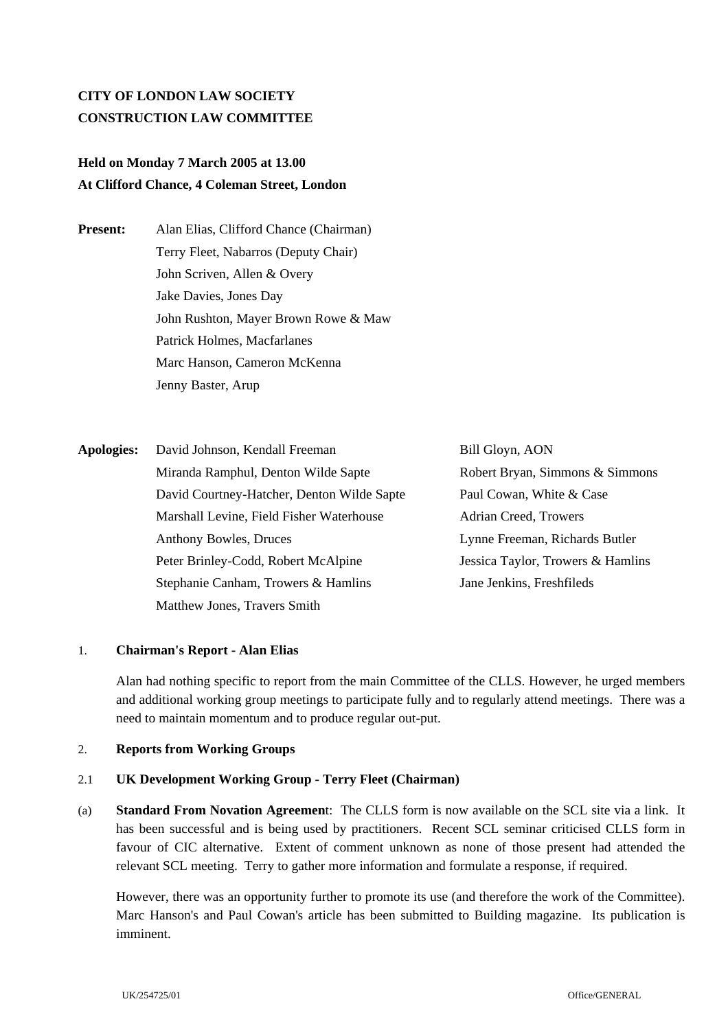**CITY OF LONDON LAW SOCIETY**
**CONSTRUCTION LAW COMMITTEE**

**Held on Monday 7 March 2005 at 13.00**
**At Clifford Chance, 4 Coleman Street, London**

**Present:**

Alan Elias, Clifford Chance (Chairman)
Terry Fleet, Nabarros (Deputy Chair)
John Scriven, Allen & Overy
Jake Davies, Jones Day
John Rushton, Mayer Brown Rowe & Maw
Patrick Holmes, Macfarlanes
Marc Hanson, Cameron McKenna
Jenny Baster, Arup

**Apologies:**

David Johnson, Kendall Freeman
Miranda Ramphul, Denton Wilde Sapte
David Courtney-Hatcher, Denton Wilde Sapte
Marshall Levine, Field Fisher Waterhouse
Anthony Bowles, Druces
Peter Brinley-Codd, Robert McAlpine
Stephanie Canham, Trowers & Hamlins
Matthew Jones, Travers Smith
Bill Gloyn, AON
Robert Bryan, Simmons & Simmons
Paul Cowan, White & Case
Adrian Creed, Trowers
Lynne Freeman, Richards Butler
Jessica Taylor, Trowers & Hamlins
Jane Jenkins, Freshfileds

1. **Chairman's Report - Alan Elias**

   Alan had nothing specific to report from the main Committee of the CLLS. However, he urged members and additional working group meetings to participate fully and to regularly attend meetings. There was a need to maintain momentum and to produce regular out-put.

2. **Reports from Working Groups**

2.1 **UK Development Working Group - Terry Fleet (Chairman)**

(a) **Standard From Novation Agreemen**t: The CLLS form is now available on the SCL site via a link. It has been successful and is being used by practitioners. Recent SCL seminar criticised CLLS form in favour of CIC alternative. Extent of comment unknown as none of those present had attended the relevant SCL meeting. Terry to gather more information and formulate a response, if required.

   However, there was an opportunity further to promote its use (and therefore the work of the Committee). Marc Hanson's and Paul Cowan's article has been submitted to Building magazine. Its publication is imminent.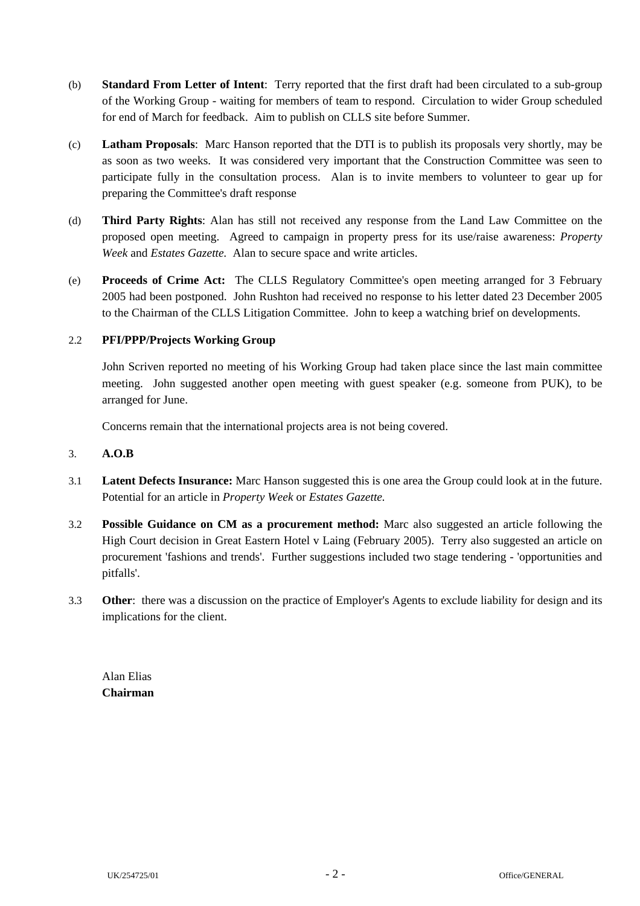(b) **Standard From Letter of Intent**: Terry reported that the first draft had been circulated to a sub-group of the Working Group - waiting for members of team to respond. Circulation to wider Group scheduled for end of March for feedback. Aim to publish on CLLS site before Summer.

(c) **Latham Proposals**: Marc Hanson reported that the DTI is to publish its proposals very shortly, may be as soon as two weeks. It was considered very important that the Construction Committee was seen to participate fully in the consultation process. Alan is to invite members to volunteer to gear up for preparing the Committee's draft response

(d) **Third Party Rights**: Alan has still not received any response from the Land Law Committee on the proposed open meeting. Agreed to campaign in property press for its use/raise awareness: *Property Week* and *Estates Gazette*. Alan to secure space and write articles.

(e) **Proceeds of Crime Act:** The CLLS Regulatory Committee's open meeting arranged for 3 February 2005 had been postponed. John Rushton had received no response to his letter dated 23 December 2005 to the Chairman of the CLLS Litigation Committee. John to keep a watching brief on developments.

2.2 **PFI/PPP/Projects Working Group**

John Scriven reported no meeting of his Working Group had taken place since the last main committee meeting. John suggested another open meeting with guest speaker (e.g. someone from PUK), to be arranged for June.

Concerns remain that the international projects area is not being covered.

3. **A.O.B**

3.1 **Latent Defects Insurance:** Marc Hanson suggested this is one area the Group could look at in the future. Potential for an article in *Property Week* or *Estates Gazette.*

3.2 **Possible Guidance on CM as a procurement method:** Marc also suggested an article following the High Court decision in Great Eastern Hotel v Laing (February 2005). Terry also suggested an article on procurement 'fashions and trends'. Further suggestions included two stage tendering - 'opportunities and pitfalls'.

3.3 **Other**: there was a discussion on the practice of Employer's Agents to exclude liability for design and its implications for the client.

Alan Elias
**Chairman**